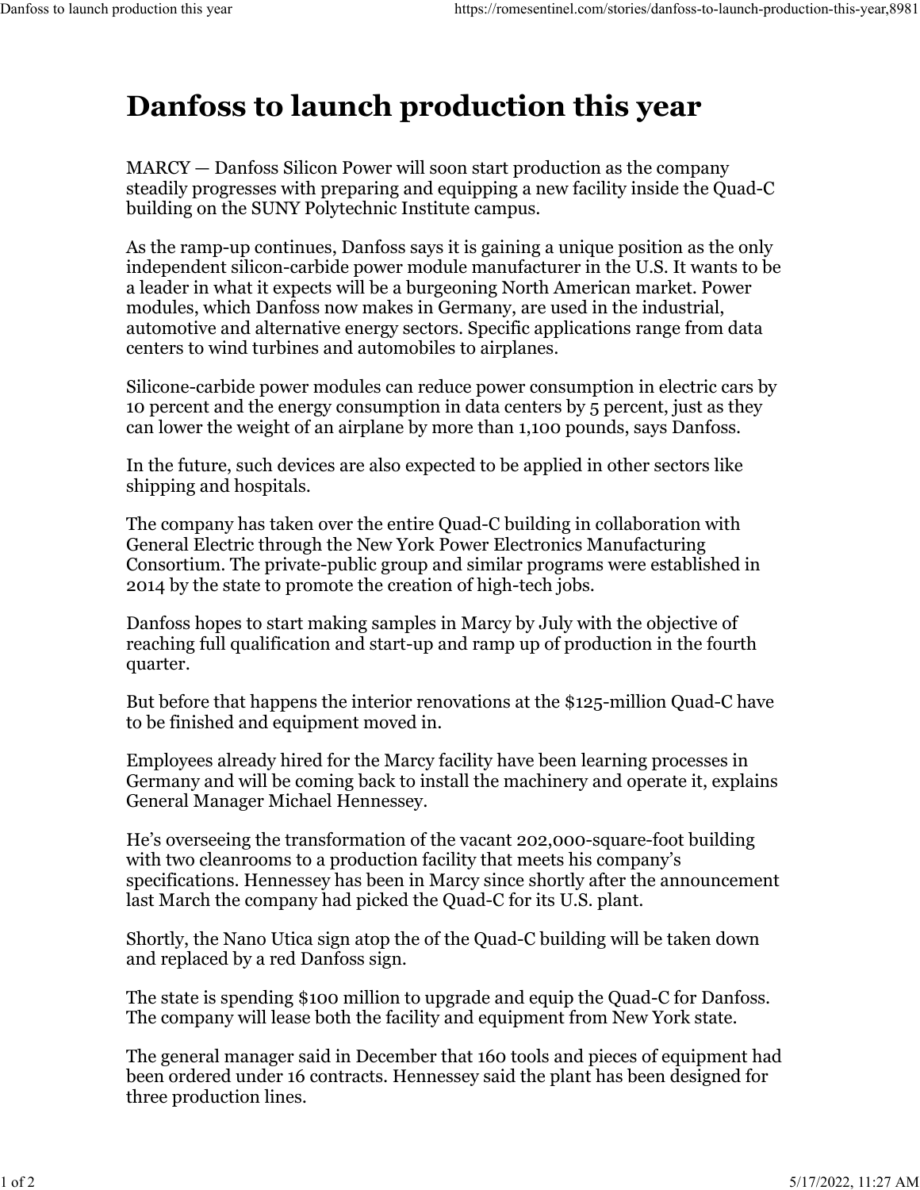# Danfoss to launch production this year

MARCY — Danfoss Silicon Power will soon start production as the company steadily progresses with preparing and equipping a new facility inside the Quad-C building on the SUNY Polytechnic Institute campus.

As the ramp-up continues, Danfoss says it is gaining a unique position as the only independent silicon-carbide power module manufacturer in the U.S. It wants to be a leader in what it expects will be a burgeoning North American market. Power modules, which Danfoss now makes in Germany, are used in the industrial, automotive and alternative energy sectors. Specific applications range from data centers to wind turbines and automobiles to airplanes.

Silicone-carbide power modules can reduce power consumption in electric cars by 10 percent and the energy consumption in data centers by 5 percent, just as they can lower the weight of an airplane by more than 1,100 pounds, says Danfoss.

In the future, such devices are also expected to be applied in other sectors like shipping and hospitals.

The company has taken over the entire Quad-C building in collaboration with General Electric through the New York Power Electronics Manufacturing Consortium. The private-public group and similar programs were established in 2014 by the state to promote the creation of high-tech jobs.

Danfoss hopes to start making samples in Marcy by July with the objective of reaching full qualification and start-up and ramp up of production in the fourth quarter.

But before that happens the interior renovations at the $125-million Quad-C have to be finished and equipment moved in.

Employees already hired for the Marcy facility have been learning processes in Germany and will be coming back to install the machinery and operate it, explains General Manager Michael Hennessey.

He's overseeing the transformation of the vacant 202,000-square-foot building with two cleanrooms to a production facility that meets his company's specifications. Hennessey has been in Marcy since shortly after the announcement last March the company had picked the Quad-C for its U.S. plant.

Shortly, the Nano Utica sign atop the of the Quad-C building will be taken down and replaced by a red Danfoss sign.

The state is spending $100 million to upgrade and equip the Quad-C for Danfoss. The company will lease both the facility and equipment from New York state.

The general manager said in December that 160 tools and pieces of equipment had been ordered under 16 contracts. Hennessey said the plant has been designed for three production lines.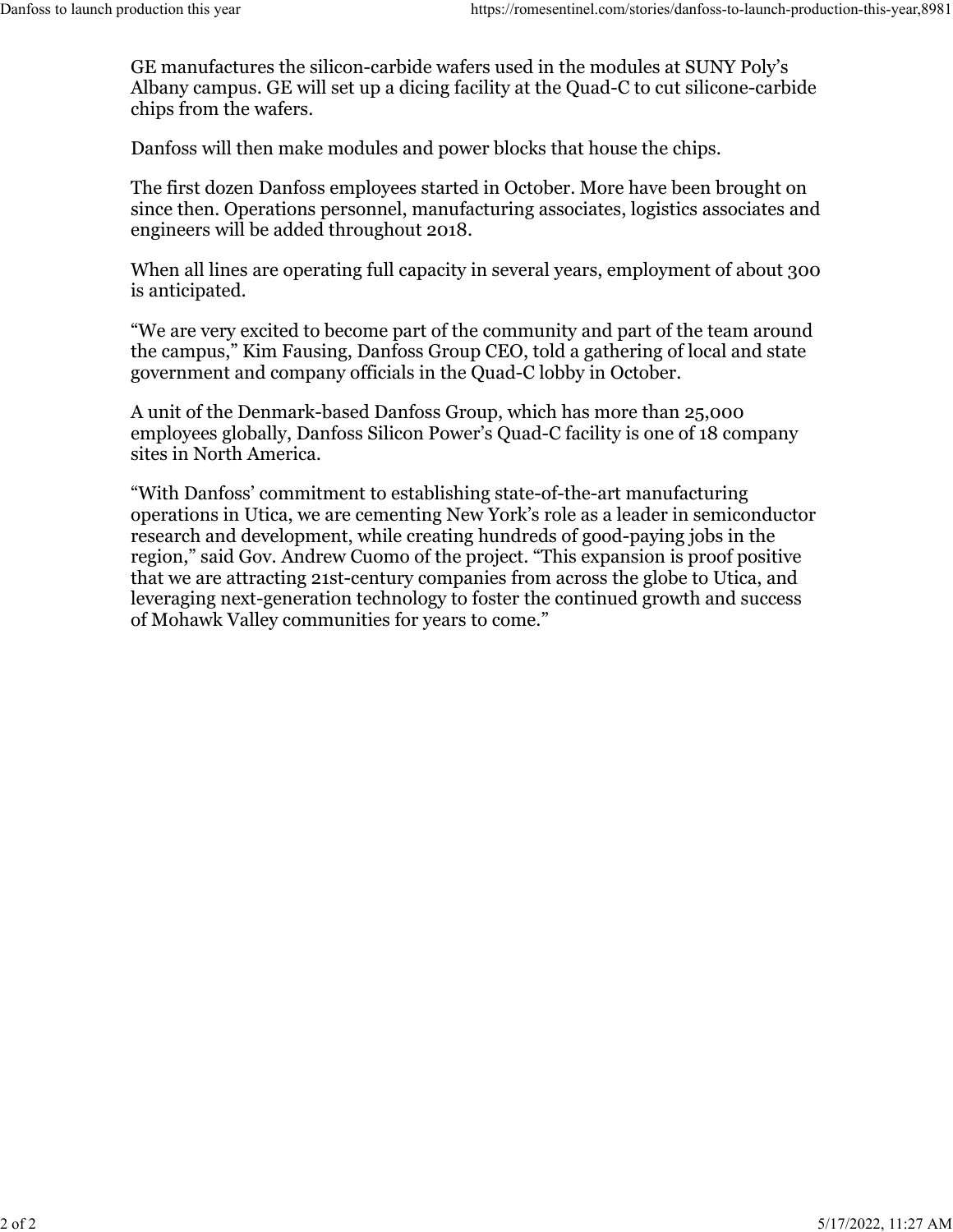GE manufactures the silicon-carbide wafers used in the modules at SUNY Poly's Albany campus. GE will set up a dicing facility at the Quad-C to cut silicone-carbide chips from the wafers.

Danfoss will then make modules and power blocks that house the chips.

The first dozen Danfoss employees started in October. More have been brought on since then. Operations personnel, manufacturing associates, logistics associates and engineers will be added throughout 2018.

When all lines are operating full capacity in several years, employment of about 300 is anticipated.

"We are very excited to become part of the community and part of the team around the campus," Kim Fausing, Danfoss Group CEO, told a gathering of local and state government and company officials in the Quad-C lobby in October.

A unit of the Denmark-based Danfoss Group, which has more than 25,000 employees globally, Danfoss Silicon Power's Quad-C facility is one of 18 company sites in North America.

"With Danfoss' commitment to establishing state-of-the-art manufacturing operations in Utica, we are cementing New York's role as a leader in semiconductor research and development, while creating hundreds of good-paying jobs in the region," said Gov. Andrew Cuomo of the project. "This expansion is proof positive that we are attracting 21st-century companies from across the globe to Utica, and leveraging next-generation technology to foster the continued growth and success of Mohawk Valley communities for years to come."